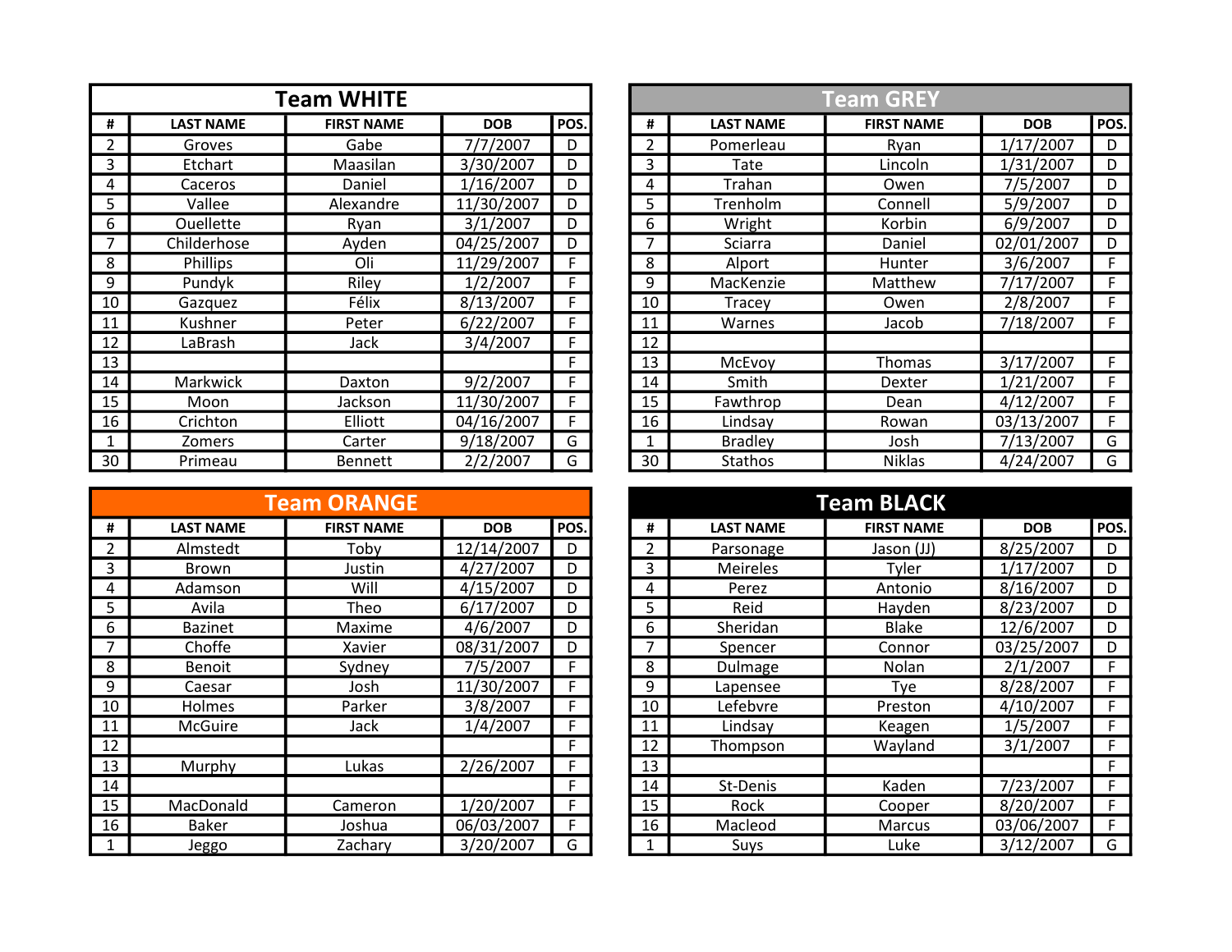## Team WHITE

| # | LAST NAME | FIRST NAME | DOB | POS. |
|---|---|---|---|---|
| 2 | Groves | Gabe | 7/7/2007 | D |
| 3 | Etchart | Maasilan | 3/30/2007 | D |
| 4 | Caceros | Daniel | 1/16/2007 | D |
| 5 | Vallee | Alexandre | 11/30/2007 | D |
| 6 | Ouellette | Ryan | 3/1/2007 | D |
| 7 | Childerhose | Ayden | 04/25/2007 | D |
| 8 | Phillips | Oli | 11/29/2007 | F |
| 9 | Pundyk | Riley | 1/2/2007 | F |
| 10 | Gazquez | Félix | 8/13/2007 | F |
| 11 | Kushner | Peter | 6/22/2007 | F |
| 12 | LaBrash | Jack | 3/4/2007 | F |
| 13 | | | | F |
| 14 | Markwick | Daxton | 9/2/2007 | F |
| 15 | Moon | Jackson | 11/30/2007 | F |
| 16 | Crichton | Elliott | 04/16/2007 | F |
| 1 | Zomers | Carter | 9/18/2007 | G |
| 30 | Primeau | Bennett | 2/2/2007 | G |

## Team GREY

| # | LAST NAME | FIRST NAME | DOB | POS. |
|---|---|---|---|---|
| 2 | Pomerleau | Ryan | 1/17/2007 | D |
| 3 | Tate | Lincoln | 1/31/2007 | D |
| 4 | Trahan | Owen | 7/5/2007 | D |
| 5 | Trenholm | Connell | 5/9/2007 | D |
| 6 | Wright | Korbin | 6/9/2007 | D |
| 7 | Sciarra | Daniel | 02/01/2007 | D |
| 8 | Alport | Hunter | 3/6/2007 | F |
| 9 | MacKenzie | Matthew | 7/17/2007 | F |
| 10 | Tracey | Owen | 2/8/2007 | F |
| 11 | Warnes | Jacob | 7/18/2007 | F |
| 12 | | | | |
| 13 | McEvoy | Thomas | 3/17/2007 | F |
| 14 | Smith | Dexter | 1/21/2007 | F |
| 15 | Fawthrop | Dean | 4/12/2007 | F |
| 16 | Lindsay | Rowan | 03/13/2007 | F |
| 1 | Bradley | Josh | 7/13/2007 | G |
| 30 | Stathos | Niklas | 4/24/2007 | G |

## Team ORANGE

| # | LAST NAME | FIRST NAME | DOB | POS. |
|---|---|---|---|---|
| 2 | Almstedt | Toby | 12/14/2007 | D |
| 3 | Brown | Justin | 4/27/2007 | D |
| 4 | Adamson | Will | 4/15/2007 | D |
| 5 | Avila | Theo | 6/17/2007 | D |
| 6 | Bazinet | Maxime | 4/6/2007 | D |
| 7 | Choffe | Xavier | 08/31/2007 | D |
| 8 | Benoit | Sydney | 7/5/2007 | F |
| 9 | Caesar | Josh | 11/30/2007 | F |
| 10 | Holmes | Parker | 3/8/2007 | F |
| 11 | McGuire | Jack | 1/4/2007 | F |
| 12 | | | | F |
| 13 | Murphy | Lukas | 2/26/2007 | F |
| 14 | | | | F |
| 15 | MacDonald | Cameron | 1/20/2007 | F |
| 16 | Baker | Joshua | 06/03/2007 | F |
| 1 | Jeggo | Zachary | 3/20/2007 | G |

## Team BLACK

| # | LAST NAME | FIRST NAME | DOB | POS. |
|---|---|---|---|---|
| 2 | Parsonage | Jason (JJ) | 8/25/2007 | D |
| 3 | Meireles | Tyler | 1/17/2007 | D |
| 4 | Perez | Antonio | 8/16/2007 | D |
| 5 | Reid | Hayden | 8/23/2007 | D |
| 6 | Sheridan | Blake | 12/6/2007 | D |
| 7 | Spencer | Connor | 03/25/2007 | D |
| 8 | Dulmage | Nolan | 2/1/2007 | F |
| 9 | Lapensee | Tye | 8/28/2007 | F |
| 10 | Lefebvre | Preston | 4/10/2007 | F |
| 11 | Lindsay | Keagen | 1/5/2007 | F |
| 12 | Thompson | Wayland | 3/1/2007 | F |
| 13 | | | | F |
| 14 | St-Denis | Kaden | 7/23/2007 | F |
| 15 | Rock | Cooper | 8/20/2007 | F |
| 16 | Macleod | Marcus | 03/06/2007 | F |
| 1 | Suys | Luke | 3/12/2007 | G |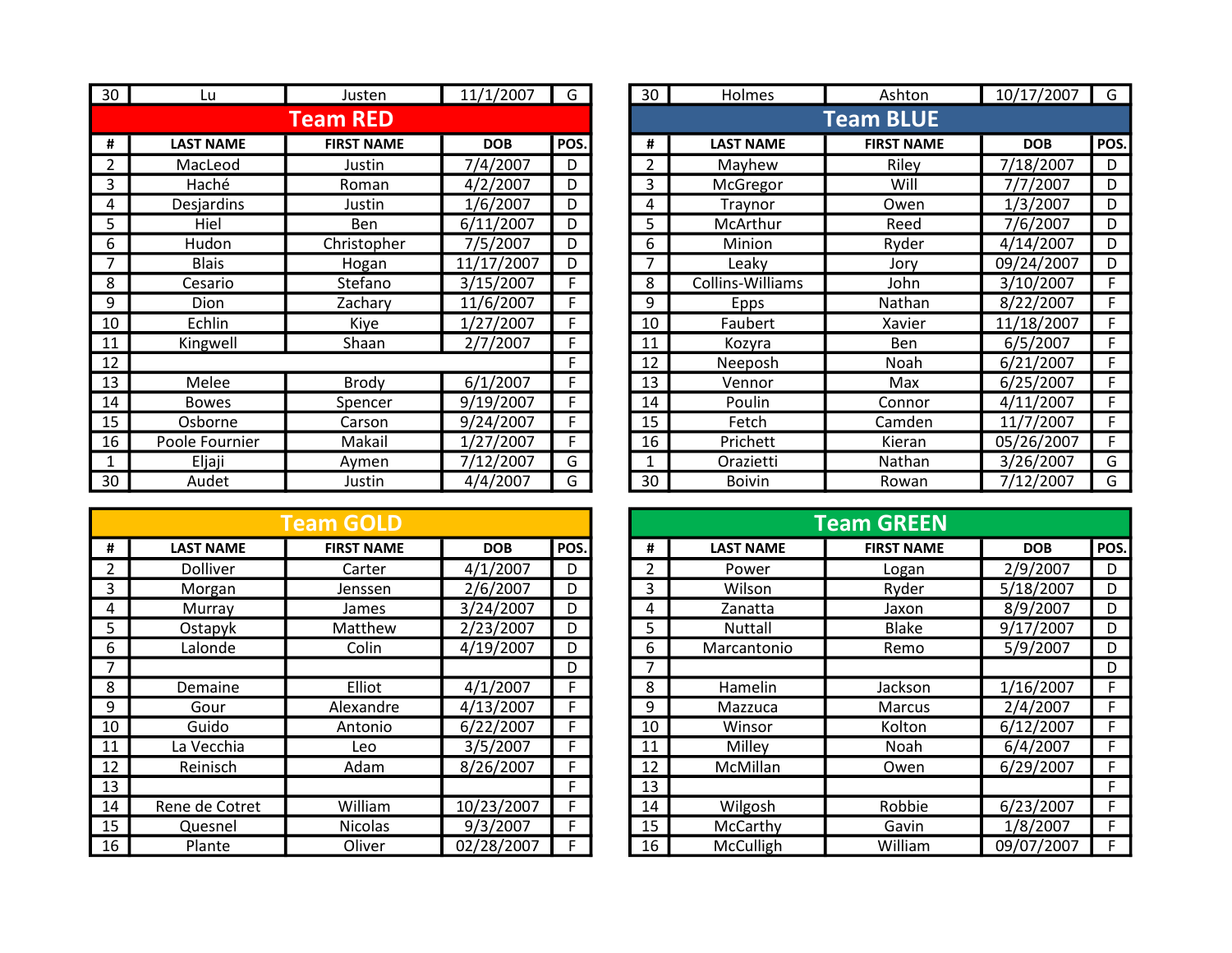| 30 | Lu | Justen | 11/1/2007 | G |
|---|---|---|---|---|

## Team RED

| # | LAST NAME | FIRST NAME | DOB | POS. |
|---|---|---|---|---|
| 2 | MacLeod | Justin | 7/4/2007 | D |
| 3 | Haché | Roman | 4/2/2007 | D |
| 4 | Desjardins | Justin | 1/6/2007 | D |
| 5 | Hiel | Ben | 6/11/2007 | D |
| 6 | Hudon | Christopher | 7/5/2007 | D |
| 7 | Blais | Hogan | 11/17/2007 | D |
| 8 | Cesario | Stefano | 3/15/2007 | F |
| 9 | Dion | Zachary | 11/6/2007 | F |
| 10 | Echlin | Kiye | 1/27/2007 | F |
| 11 | Kingwell | Shaan | 2/7/2007 | F |
| 12 | | | | F |
| 13 | Melee | Brody | 6/1/2007 | F |
| 14 | Bowes | Spencer | 9/19/2007 | F |
| 15 | Osborne | Carson | 9/24/2007 | F |
| 16 | Poole Fournier | Makail | 1/27/2007 | F |
| 1 | Eljaji | Aymen | 7/12/2007 | G |
| 30 | Audet | Justin | 4/4/2007 | G |

| 30 | Holmes | Ashton | 10/17/2007 | G |
|---|---|---|---|---|

## Team BLUE

| # | LAST NAME | FIRST NAME | DOB | POS. |
|---|---|---|---|---|
| 2 | Mayhew | Riley | 7/18/2007 | D |
| 3 | McGregor | Will | 7/7/2007 | D |
| 4 | Traynor | Owen | 1/3/2007 | D |
| 5 | McArthur | Reed | 7/6/2007 | D |
| 6 | Minion | Ryder | 4/14/2007 | D |
| 7 | Leaky | Jory | 09/24/2007 | D |
| 8 | Collins-Williams | John | 3/10/2007 | F |
| 9 | Epps | Nathan | 8/22/2007 | F |
| 10 | Faubert | Xavier | 11/18/2007 | F |
| 11 | Kozyra | Ben | 6/5/2007 | F |
| 12 | Neeposh | Noah | 6/21/2007 | F |
| 13 | Vennor | Max | 6/25/2007 | F |
| 14 | Poulin | Connor | 4/11/2007 | F |
| 15 | Fetch | Camden | 11/7/2007 | F |
| 16 | Prichett | Kieran | 05/26/2007 | F |
| 1 | Orazietti | Nathan | 3/26/2007 | G |
| 30 | Boivin | Rowan | 7/12/2007 | G |

## Team GOLD

| # | LAST NAME | FIRST NAME | DOB | POS. |
|---|---|---|---|---|
| 2 | Dolliver | Carter | 4/1/2007 | D |
| 3 | Morgan | Jenssen | 2/6/2007 | D |
| 4 | Murray | James | 3/24/2007 | D |
| 5 | Ostapyk | Matthew | 2/23/2007 | D |
| 6 | Lalonde | Colin | 4/19/2007 | D |
| 7 | | | | D |
| 8 | Demaine | Elliot | 4/1/2007 | F |
| 9 | Gour | Alexandre | 4/13/2007 | F |
| 10 | Guido | Antonio | 6/22/2007 | F |
| 11 | La Vecchia | Leo | 3/5/2007 | F |
| 12 | Reinisch | Adam | 8/26/2007 | F |
| 13 | | | | F |
| 14 | Rene de Cotret | William | 10/23/2007 | F |
| 15 | Quesnel | Nicolas | 9/3/2007 | F |
| 16 | Plante | Oliver | 02/28/2007 | F |

## Team GREEN

| # | LAST NAME | FIRST NAME | DOB | POS. |
|---|---|---|---|---|
| 2 | Power | Logan | 2/9/2007 | D |
| 3 | Wilson | Ryder | 5/18/2007 | D |
| 4 | Zanatta | Jaxon | 8/9/2007 | D |
| 5 | Nuttall | Blake | 9/17/2007 | D |
| 6 | Marcantonio | Remo | 5/9/2007 | D |
| 7 | | | | D |
| 8 | Hamelin | Jackson | 1/16/2007 | F |
| 9 | Mazzuca | Marcus | 2/4/2007 | F |
| 10 | Winsor | Kolton | 6/12/2007 | F |
| 11 | Milley | Noah | 6/4/2007 | F |
| 12 | McMillan | Owen | 6/29/2007 | F |
| 13 | | | | F |
| 14 | Wilgosh | Robbie | 6/23/2007 | F |
| 15 | McCarthy | Gavin | 1/8/2007 | F |
| 16 | McCulligh | William | 09/07/2007 | F |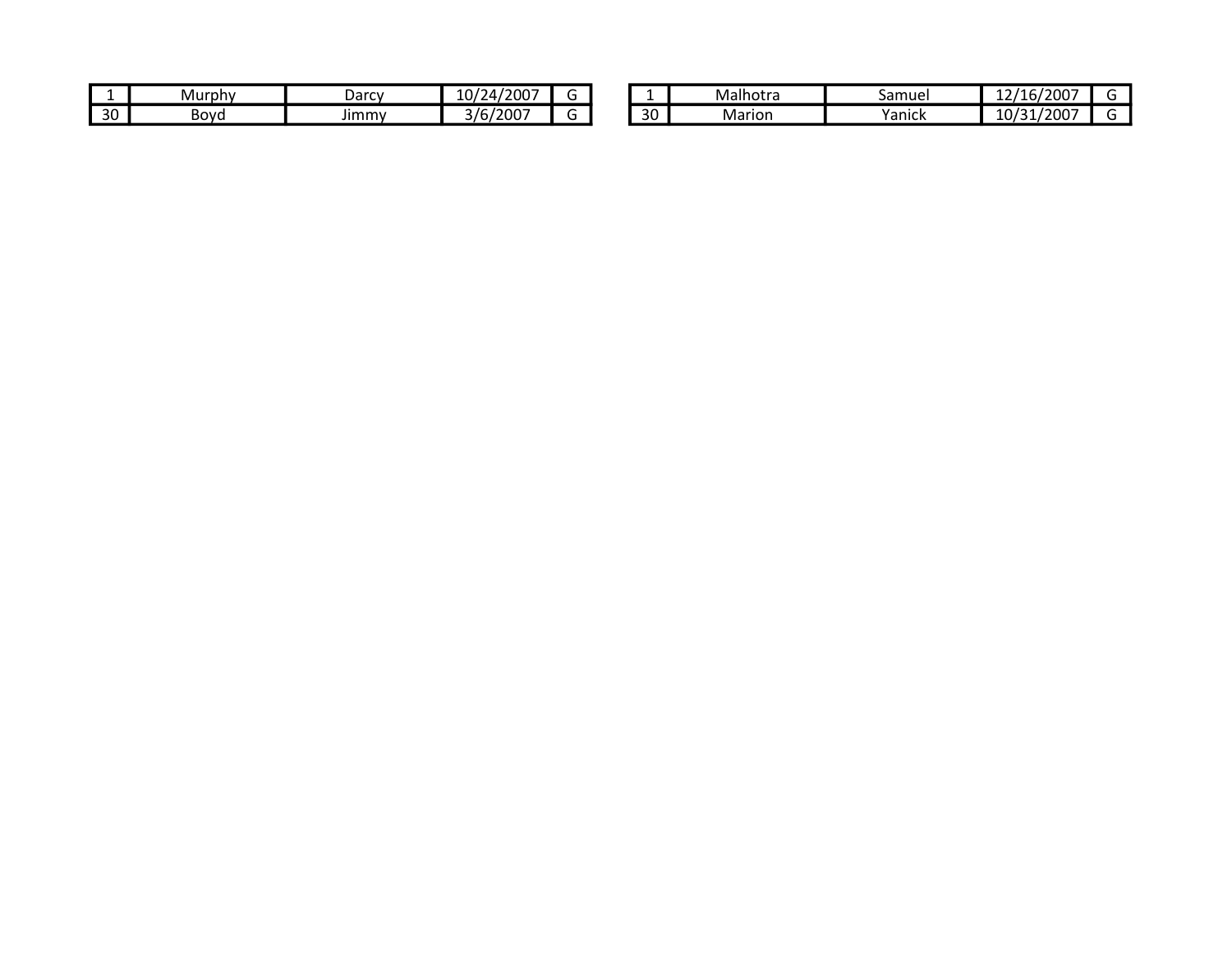| | | | | |
|---|---|---|---|---|
| 1 | Murphy | Darcy | 10/24/2007 | G |
| 30 | Boyd | Jimmy | 3/6/2007 | G |

| | | | | |
|---|---|---|---|---|
| 1 | Malhotra | Samuel | 12/16/2007 | G |
| 30 | Marion | Yanick | 10/31/2007 | G |